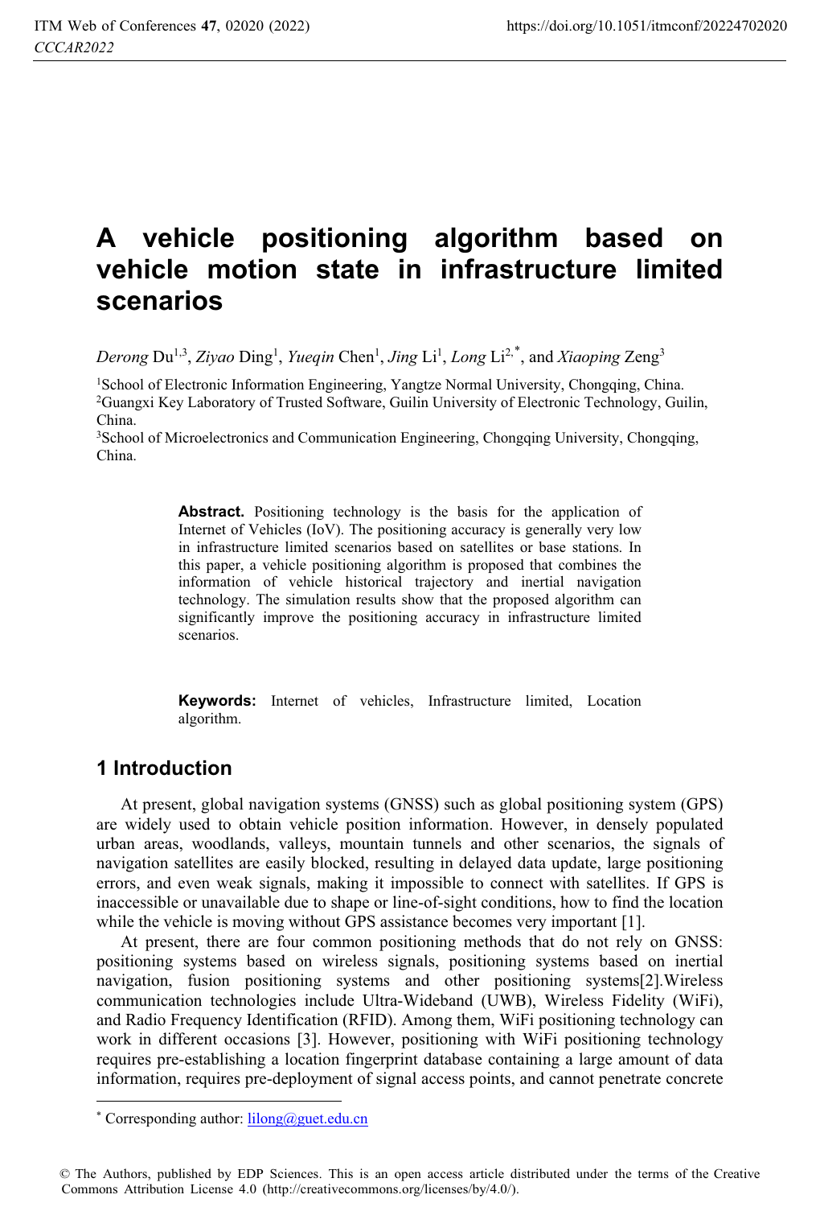# A vehicle positioning algorithm based on vehicle motion state in infrastructure limited scenarios

*Derong* Du[1,3], *Ziyao* Ding[1], *Yueqin* Chen[1], *Jing* Li[1], *Long* Li[2,*], and *Xiaoping* Zeng[3]

[1]School of Electronic Information Engineering, Yangtze Normal University, Chongqing, China.
[2]Guangxi Key Laboratory of Trusted Software, Guilin University of Electronic Technology, Guilin, China.
[3]School of Microelectronics and Communication Engineering, Chongqing University, Chongqing, China.

**Abstract.** Positioning technology is the basis for the application of Internet of Vehicles (IoV). The positioning accuracy is generally very low in infrastructure limited scenarios based on satellites or base stations. In this paper, a vehicle positioning algorithm is proposed that combines the information of vehicle historical trajectory and inertial navigation technology. The simulation results show that the proposed algorithm can significantly improve the positioning accuracy in infrastructure limited scenarios.

**Keywords:** Internet of vehicles, Infrastructure limited, Location algorithm.

## 1 Introduction

At present, global navigation systems (GNSS) such as global positioning system (GPS) are widely used to obtain vehicle position information. However, in densely populated urban areas, woodlands, valleys, mountain tunnels and other scenarios, the signals of navigation satellites are easily blocked, resulting in delayed data update, large positioning errors, and even weak signals, making it impossible to connect with satellites. If GPS is inaccessible or unavailable due to shape or line-of-sight conditions, how to find the location while the vehicle is moving without GPS assistance becomes very important [1].

At present, there are four common positioning methods that do not rely on GNSS: positioning systems based on wireless signals, positioning systems based on inertial navigation, fusion positioning systems and other positioning systems[2].Wireless communication technologies include Ultra-Wideband (UWB), Wireless Fidelity (WiFi), and Radio Frequency Identification (RFID). Among them, WiFi positioning technology can work in different occasions [3]. However, positioning with WiFi positioning technology requires pre-establishing a location fingerprint database containing a large amount of data information, requires pre-deployment of signal access points, and cannot penetrate concrete

[*] Corresponding author: lilong@guet.edu.cn

© The Authors, published by EDP Sciences. This is an open access article distributed under the terms of the Creative Commons Attribution License 4.0 (http://creativecommons.org/licenses/by/4.0/).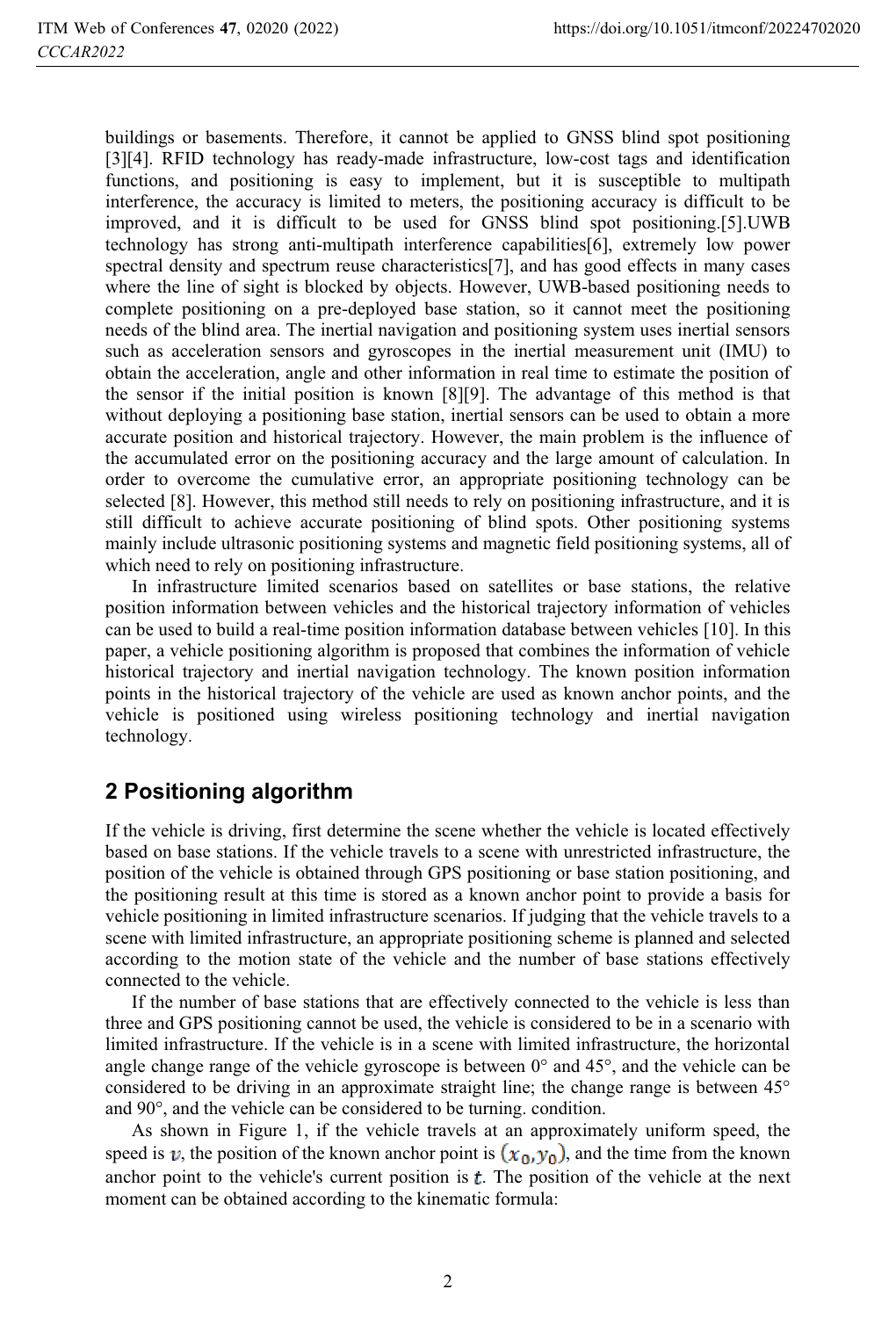buildings or basements. Therefore, it cannot be applied to GNSS blind spot positioning [3][4]. RFID technology has ready-made infrastructure, low-cost tags and identification functions, and positioning is easy to implement, but it is susceptible to multipath interference, the accuracy is limited to meters, the positioning accuracy is difficult to be improved, and it is difficult to be used for GNSS blind spot positioning.[5].UWB technology has strong anti-multipath interference capabilities[6], extremely low power spectral density and spectrum reuse characteristics[7], and has good effects in many cases where the line of sight is blocked by objects. However, UWB-based positioning needs to complete positioning on a pre-deployed base station, so it cannot meet the positioning needs of the blind area. The inertial navigation and positioning system uses inertial sensors such as acceleration sensors and gyroscopes in the inertial measurement unit (IMU) to obtain the acceleration, angle and other information in real time to estimate the position of the sensor if the initial position is known [8][9]. The advantage of this method is that without deploying a positioning base station, inertial sensors can be used to obtain a more accurate position and historical trajectory. However, the main problem is the influence of the accumulated error on the positioning accuracy and the large amount of calculation. In order to overcome the cumulative error, an appropriate positioning technology can be selected [8]. However, this method still needs to rely on positioning infrastructure, and it is still difficult to achieve accurate positioning of blind spots. Other positioning systems mainly include ultrasonic positioning systems and magnetic field positioning systems, all of which need to rely on positioning infrastructure.

In infrastructure limited scenarios based on satellites or base stations, the relative position information between vehicles and the historical trajectory information of vehicles can be used to build a real-time position information database between vehicles [10]. In this paper, a vehicle positioning algorithm is proposed that combines the information of vehicle historical trajectory and inertial navigation technology. The known position information points in the historical trajectory of the vehicle are used as known anchor points, and the vehicle is positioned using wireless positioning technology and inertial navigation technology.

## 2 Positioning algorithm

If the vehicle is driving, first determine the scene whether the vehicle is located effectively based on base stations. If the vehicle travels to a scene with unrestricted infrastructure, the position of the vehicle is obtained through GPS positioning or base station positioning, and the positioning result at this time is stored as a known anchor point to provide a basis for vehicle positioning in limited infrastructure scenarios. If judging that the vehicle travels to a scene with limited infrastructure, an appropriate positioning scheme is planned and selected according to the motion state of the vehicle and the number of base stations effectively connected to the vehicle.

If the number of base stations that are effectively connected to the vehicle is less than three and GPS positioning cannot be used, the vehicle is considered to be in a scenario with limited infrastructure. If the vehicle is in a scene with limited infrastructure, the horizontal angle change range of the vehicle gyroscope is between 0° and 45°, and the vehicle can be considered to be driving in an approximate straight line; the change range is between 45° and 90°, and the vehicle can be considered to be turning. condition.

As shown in Figure 1, if the vehicle travels at an approximately uniform speed, the speed is $v$, the position of the known anchor point is $(x_0, y_0)$, and the time from the known anchor point to the vehicle's current position is $t$. The position of the vehicle at the next moment can be obtained according to the kinematic formula: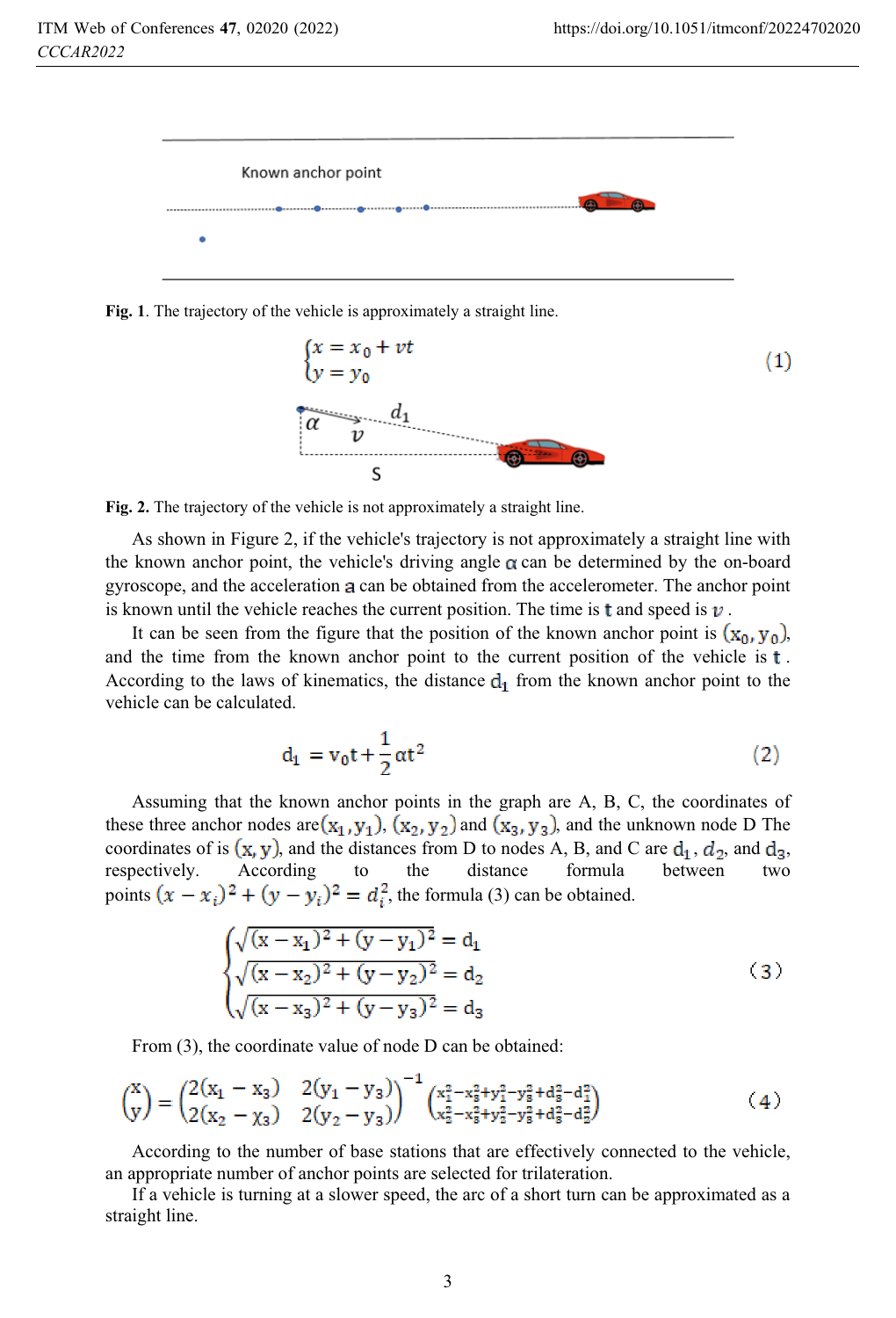Fig. 1. The trajectory of the vehicle is approximately a straight line.

$$\begin{cases} x = x_0 + vt \\ y = y_0 \end{cases} \tag{1}$$

Fig. 2. The trajectory of the vehicle is not approximately a straight line.

As shown in Figure 2, if the vehicle's trajectory is not approximately a straight line with the known anchor point, the vehicle's driving angle $\alpha$ can be determined by the on-board gyroscope, and the acceleration $a$ can be obtained from the accelerometer. The anchor point is known until the vehicle reaches the current position. The time is $t$ and speed is $v$.

It can be seen from the figure that the position of the known anchor point is $(x_0, y_0)$, and the time from the known anchor point to the current position of the vehicle is $t$. According to the laws of kinematics, the distance $d_1$ from the known anchor point to the vehicle can be calculated.

$$d_1 = v_0 t + \frac{1}{2}\alpha t^2 \tag{2}$$

Assuming that the known anchor points in the graph are A, B, C, the coordinates of these three anchor nodes are $(x_1, y_1)$, $(x_2, y_2)$ and $(x_3, y_3)$, and the unknown node D The coordinates of is $(x, y)$, and the distances from D to nodes A, B, and C are $d_1$, $d_2$, and $d_3$, respectively. According to the distance formula between two points $(x - x_i)^2 + (y - y_i)^2 = d_i^2$, the formula (3) can be obtained.

$$\begin{cases} \sqrt{(x - x_1)^2 + (y - y_1)^2} = d_1 \\ \sqrt{(x - x_2)^2 + (y - y_2)^2} = d_2 \\ \sqrt{(x - x_3)^2 + (y - y_3)^2} = d_3 \end{cases} \tag{3}$$

From (3), the coordinate value of node D can be obtained:

$$\begin{pmatrix} x \\ y \end{pmatrix} = \begin{pmatrix} 2(x_1 - x_3) & 2(y_1 - y_3) \\ 2(x_2 - x_3) & 2(y_2 - y_3) \end{pmatrix}^{-1} \begin{pmatrix} x_1^2 - x_3^2 + y_1^2 - y_3^2 + d_3^2 - d_1^2 \\ x_2^2 - x_3^2 + y_2^2 - y_3^2 + d_3^2 - d_2^2 \end{pmatrix} \tag{4}$$

According to the number of base stations that are effectively connected to the vehicle, an appropriate number of anchor points are selected for trilateration.

If a vehicle is turning at a slower speed, the arc of a short turn can be approximated as a straight line.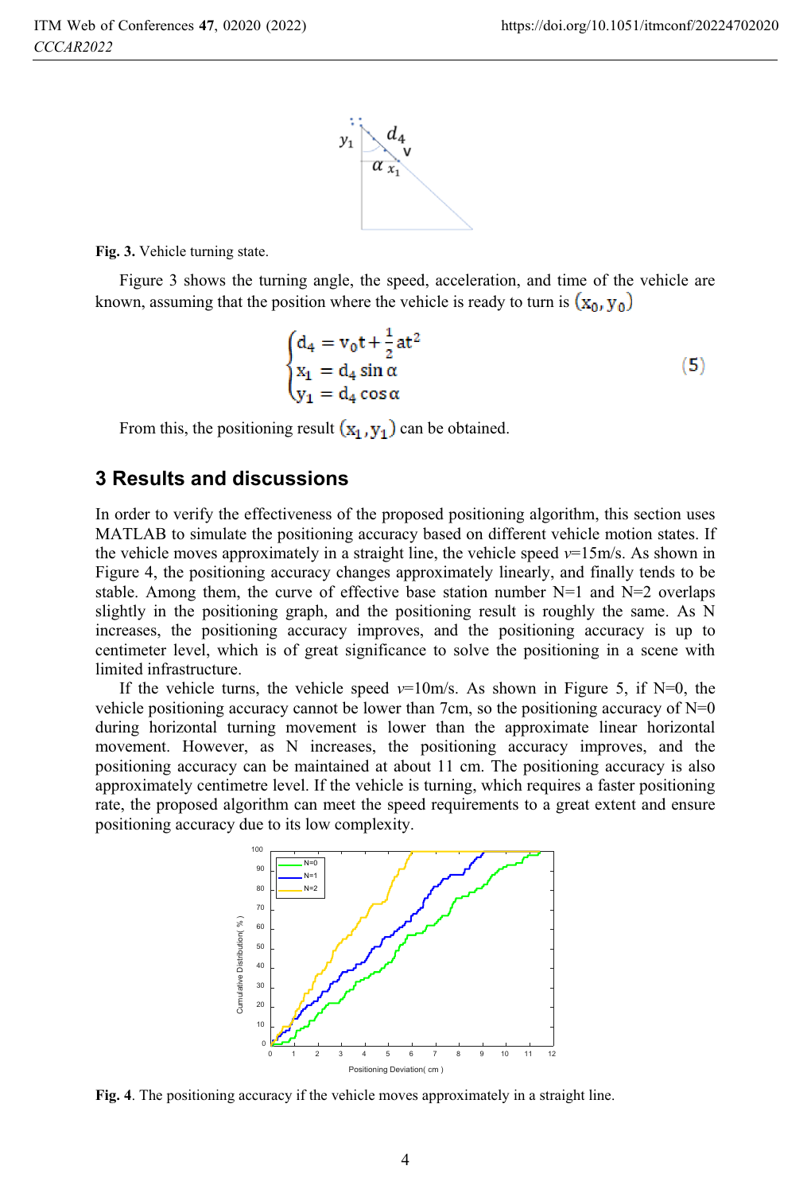Fig. 3. Vehicle turning state.

Figure 3 shows the turning angle, the speed, acceleration, and time of the vehicle are known, assuming that the position where the vehicle is ready to turn is $(x_0, y_0)$

$$\begin{cases} d_4 = v_0 t + \frac{1}{2} a t^2 \\ x_1 = d_4 \sin\alpha \\ y_1 = d_4 \cos\alpha \end{cases} \tag{5}$$

From this, the positioning result $(x_1, y_1)$ can be obtained.

## 3 Results and discussions

In order to verify the effectiveness of the proposed positioning algorithm, this section uses MATLAB to simulate the positioning accuracy based on different vehicle motion states. If the vehicle moves approximately in a straight line, the vehicle speed $v$=15m/s. As shown in Figure 4, the positioning accuracy changes approximately linearly, and finally tends to be stable. Among them, the curve of effective base station number N=1 and N=2 overlaps slightly in the positioning graph, and the positioning result is roughly the same. As N increases, the positioning accuracy improves, and the positioning accuracy is up to centimeter level, which is of great significance to solve the positioning in a scene with limited infrastructure.

If the vehicle turns, the vehicle speed $v$=10m/s. As shown in Figure 5, if N=0, the vehicle positioning accuracy cannot be lower than 7cm, so the positioning accuracy of N=0 during horizontal turning movement is lower than the approximate linear horizontal movement. However, as N increases, the positioning accuracy improves, and the positioning accuracy can be maintained at about 11 cm. The positioning accuracy is also approximately centimetre level. If the vehicle is turning, which requires a faster positioning rate, the proposed algorithm can meet the speed requirements to a great extent and ensure positioning accuracy due to its low complexity.

Fig. 4. The positioning accuracy if the vehicle moves approximately in a straight line.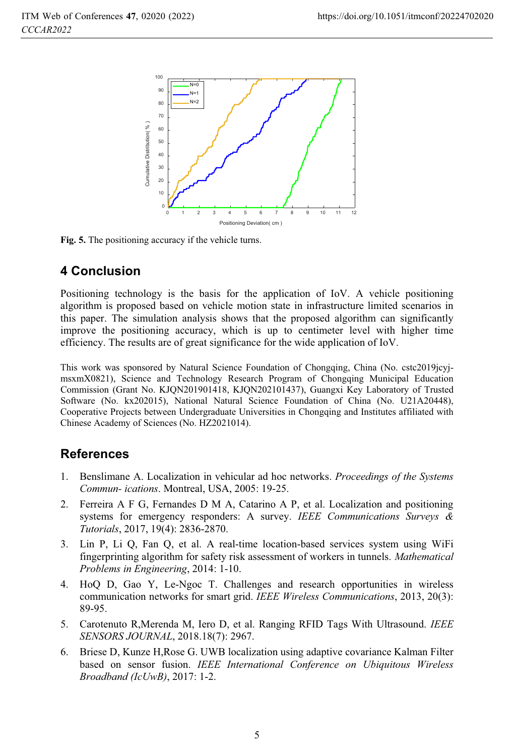**Fig. 5.** The positioning accuracy if the vehicle turns.

## 4 Conclusion

Positioning technology is the basis for the application of IoV. A vehicle positioning algorithm is proposed based on vehicle motion state in infrastructure limited scenarios in this paper. The simulation analysis shows that the proposed algorithm can significantly improve the positioning accuracy, which is up to centimeter level with higher time efficiency. The results are of great significance for the wide application of IoV.

This work was sponsored by Natural Science Foundation of Chongqing, China (No. cstc2019jcyj-msxmX0821), Science and Technology Research Program of Chongqing Municipal Education Commission (Grant No. KJQN201901418, KJQN202101437), Guangxi Key Laboratory of Trusted Software (No. kx202015), National Natural Science Foundation of China (No. U21A20448), Cooperative Projects between Undergraduate Universities in Chongqing and Institutes affiliated with Chinese Academy of Sciences (No. HZ2021014).

## References

1. Benslimane A. Localization in vehicular ad hoc networks. *Proceedings of the Systems Commun- ications*. Montreal, USA, 2005: 19-25.
2. Ferreira A F G, Fernandes D M A, Catarino A P, et al. Localization and positioning systems for emergency responders: A survey. *IEEE Communications Surveys & Tutorials*, 2017, 19(4): 2836-2870.
3. Lin P, Li Q, Fan Q, et al. A real-time location-based services system using WiFi fingerprinting algorithm for safety risk assessment of workers in tunnels. *Mathematical Problems in Engineering*, 2014: 1-10.
4. HoQ D, Gao Y, Le-Ngoc T. Challenges and research opportunities in wireless communication networks for smart grid. *IEEE Wireless Communications*, 2013, 20(3): 89-95.
5. Carotenuto R,Merenda M, Iero D, et al. Ranging RFID Tags With Ultrasound. *IEEE SENSORS JOURNAL*, 2018.18(7): 2967.
6. Briese D, Kunze H,Rose G. UWB localization using adaptive covariance Kalman Filter based on sensor fusion. *IEEE International Conference on Ubiquitous Wireless Broadband (IcUwB)*, 2017: 1-2.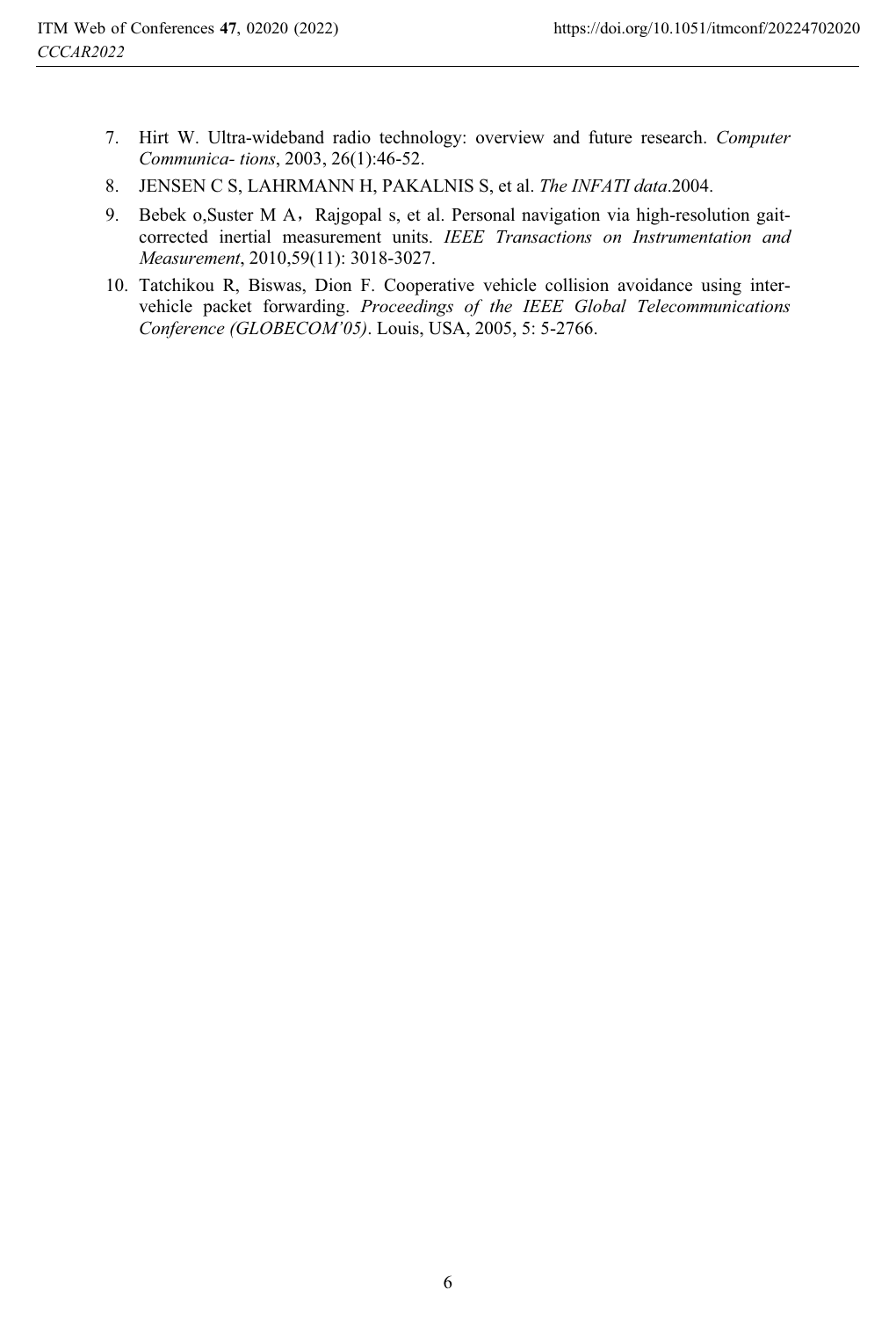7. Hirt W. Ultra-wideband radio technology: overview and future research. *Computer Communica- tions*, 2003, 26(1):46-52.
8. JENSEN C S, LAHRMANN H, PAKALNIS S, et al. *The INFATI data*.2004.
9. Bebek o,Suster M A，Rajgopal s, et al. Personal navigation via high-resolution gait-corrected inertial measurement units. *IEEE Transactions on Instrumentation and Measurement*, 2010,59(11): 3018-3027.
10. Tatchikou R, Biswas, Dion F. Cooperative vehicle collision avoidance using inter-vehicle packet forwarding. *Proceedings of the IEEE Global Telecommunications Conference (GLOBECOM'05)*. Louis, USA, 2005, 5: 5-2766.